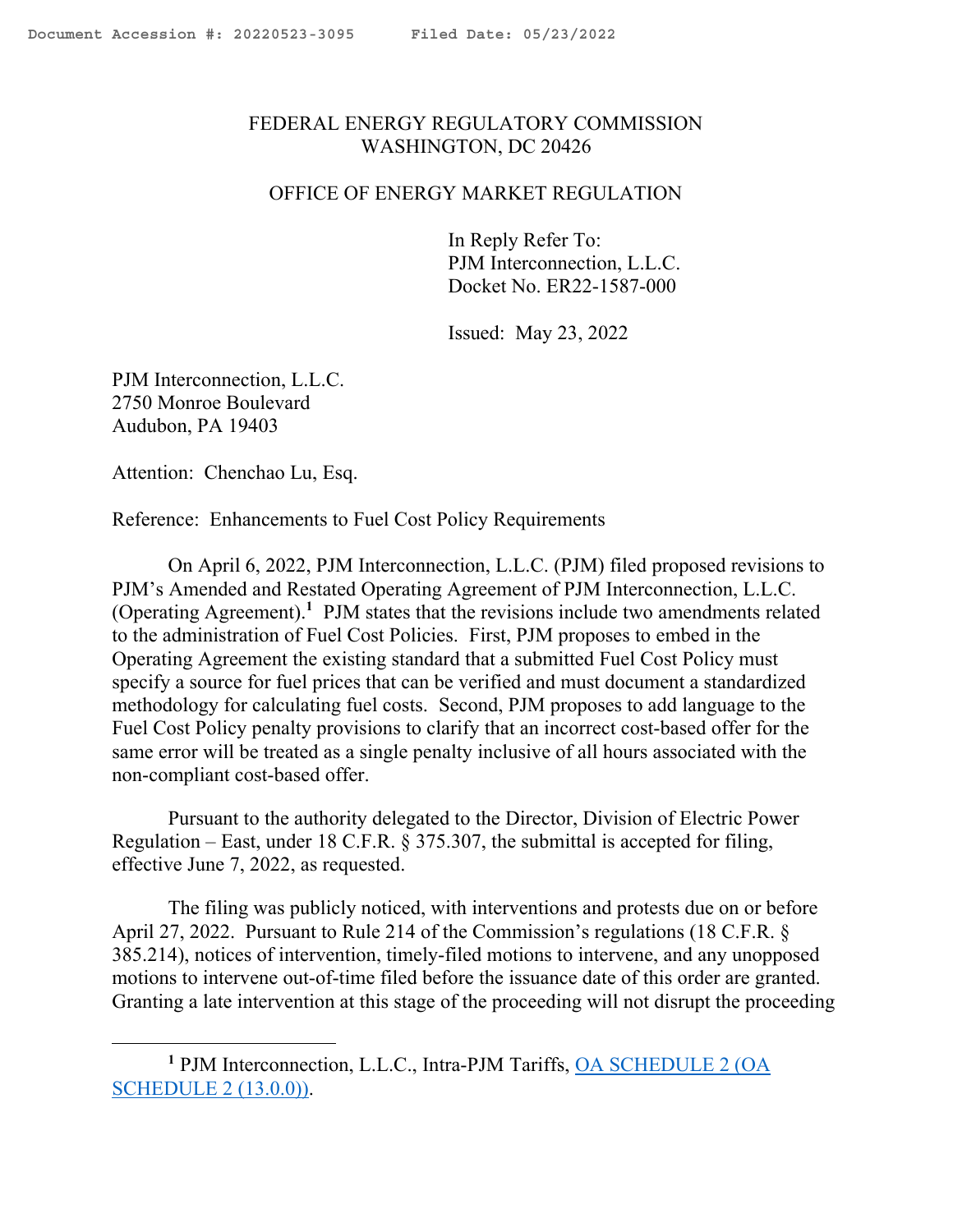FEDERAL ENERGY REGULATORY COMMISSION
WASHINGTON, DC 20426

OFFICE OF ENERGY MARKET REGULATION

In Reply Refer To:
PJM Interconnection, L.L.C.
Docket No. ER22-1587-000

Issued: May 23, 2022

PJM Interconnection, L.L.C.
2750 Monroe Boulevard
Audubon, PA 19403

Attention: Chenchao Lu, Esq.

Reference: Enhancements to Fuel Cost Policy Requirements

On April 6, 2022, PJM Interconnection, L.L.C. (PJM) filed proposed revisions to PJM's Amended and Restated Operating Agreement of PJM Interconnection, L.L.C. (Operating Agreement).[1] PJM states that the revisions include two amendments related to the administration of Fuel Cost Policies. First, PJM proposes to embed in the Operating Agreement the existing standard that a submitted Fuel Cost Policy must specify a source for fuel prices that can be verified and must document a standardized methodology for calculating fuel costs. Second, PJM proposes to add language to the Fuel Cost Policy penalty provisions to clarify that an incorrect cost-based offer for the same error will be treated as a single penalty inclusive of all hours associated with the non-compliant cost-based offer.

Pursuant to the authority delegated to the Director, Division of Electric Power Regulation – East, under 18 C.F.R. § 375.307, the submittal is accepted for filing, effective June 7, 2022, as requested.

The filing was publicly noticed, with interventions and protests due on or before April 27, 2022. Pursuant to Rule 214 of the Commission's regulations (18 C.F.R. § 385.214), notices of intervention, timely-filed motions to intervene, and any unopposed motions to intervene out-of-time filed before the issuance date of this order are granted. Granting a late intervention at this stage of the proceeding will not disrupt the proceeding

[1] PJM Interconnection, L.L.C., Intra-PJM Tariffs, OA SCHEDULE 2 (OA SCHEDULE 2 (13.0.0)).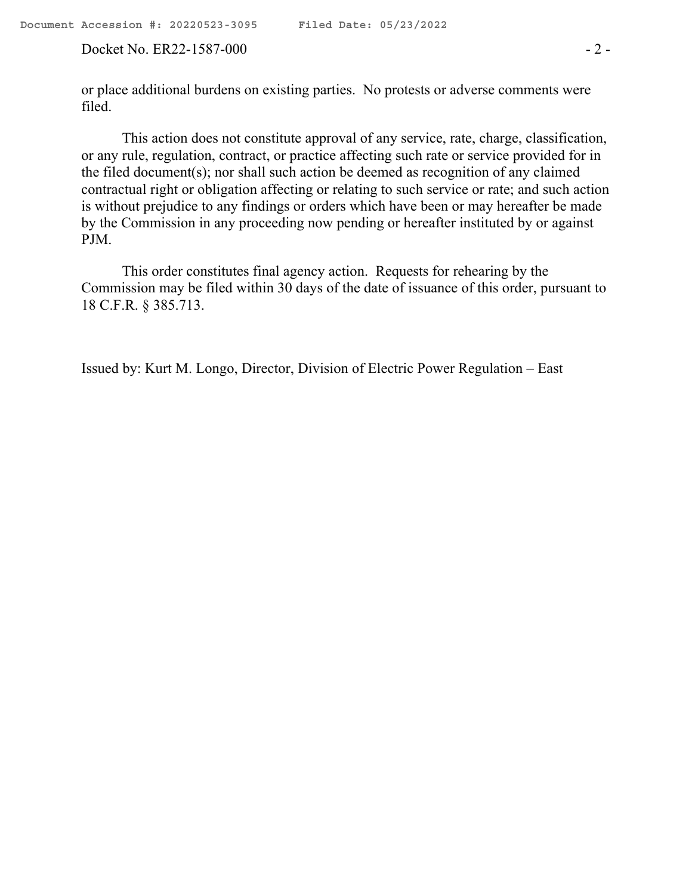or place additional burdens on existing parties. No protests or adverse comments were filed.

This action does not constitute approval of any service, rate, charge, classification, or any rule, regulation, contract, or practice affecting such rate or service provided for in the filed document(s); nor shall such action be deemed as recognition of any claimed contractual right or obligation affecting or relating to such service or rate; and such action is without prejudice to any findings or orders which have been or may hereafter be made by the Commission in any proceeding now pending or hereafter instituted by or against PJM.

This order constitutes final agency action. Requests for rehearing by the Commission may be filed within 30 days of the date of issuance of this order, pursuant to 18 C.F.R. § 385.713.

Issued by: Kurt M. Longo, Director, Division of Electric Power Regulation – East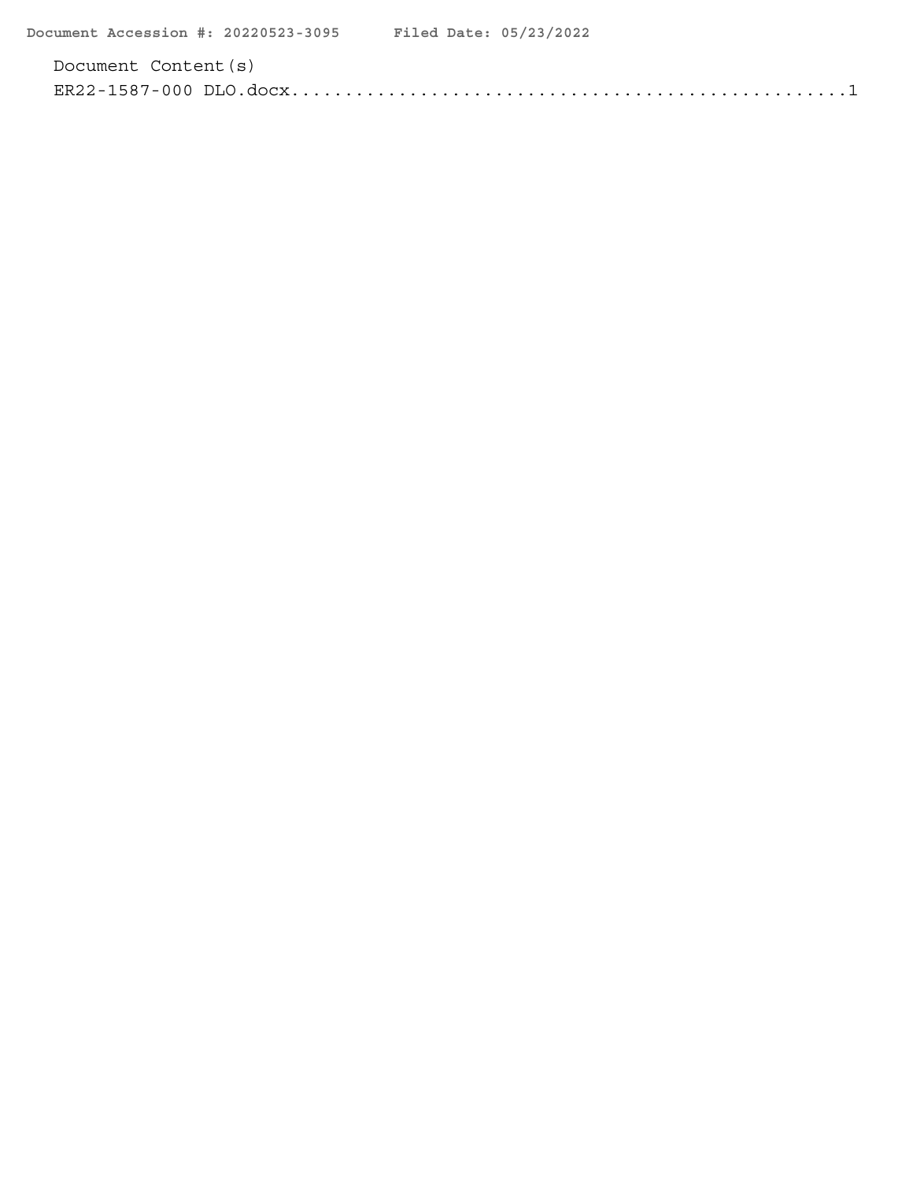Document Accession #: 20220523-3095 Filed Date: 05/23/2022

Document Content(s)

ER22-1587-000 DLO.docx.................................................1